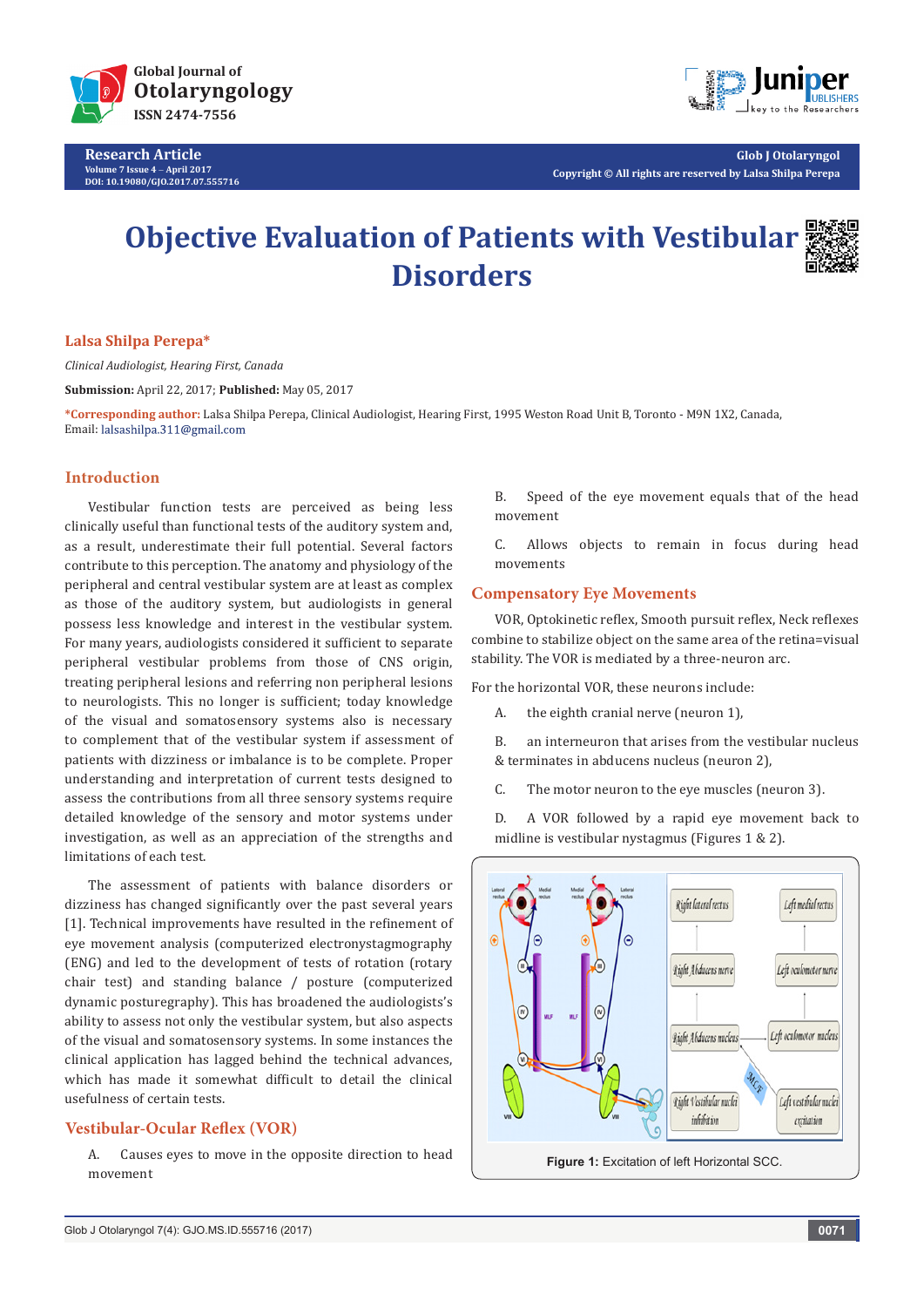# Objective Evaluation of Patients with Vestibular Disorders

**Lalsa Shilpa Perepa***

*Clinical Audiologist, Hearing First, Canada*

**Submission:** April 22, 2017; **Published:** May 05, 2017

***Corresponding author:** Lalsa Shilpa Perepa, Clinical Audiologist, Hearing First, 1995 Weston Road Unit B, Toronto - M9N 1X2, Canada, Email: lalsashilpa.311@gmail.com

## Introduction

Vestibular function tests are perceived as being less clinically useful than functional tests of the auditory system and, as a result, underestimate their full potential. Several factors contribute to this perception. The anatomy and physiology of the peripheral and central vestibular system are at least as complex as those of the auditory system, but audiologists in general possess less knowledge and interest in the vestibular system. For many years, audiologists considered it sufficient to separate peripheral vestibular problems from those of CNS origin, treating peripheral lesions and referring non peripheral lesions to neurologists. This no longer is sufficient; today knowledge of the visual and somatosensory systems also is necessary to complement that of the vestibular system if assessment of patients with dizziness or imbalance is to be complete. Proper understanding and interpretation of current tests designed to assess the contributions from all three sensory systems require detailed knowledge of the sensory and motor systems under investigation, as well as an appreciation of the strengths and limitations of each test.

The assessment of patients with balance disorders or dizziness has changed significantly over the past several years [1]. Technical improvements have resulted in the refinement of eye movement analysis (computerized electronystagmography (ENG) and led to the development of tests of rotation (rotary chair test) and standing balance / posture (computerized dynamic posturegraphy). This has broadened the audiologists's ability to assess not only the vestibular system, but also aspects of the visual and somatosensory systems. In some instances the clinical application has lagged behind the technical advances, which has made it somewhat difficult to detail the clinical usefulness of certain tests.

## Vestibular-Ocular Reflex (VOR)

A. Causes eyes to move in the opposite direction to head movement

B. Speed of the eye movement equals that of the head movement

C. Allows objects to remain in focus during head movements

## Compensatory Eye Movements

VOR, Optokinetic reflex, Smooth pursuit reflex, Neck reflexes combine to stabilize object on the same area of the retina=visual stability. The VOR is mediated by a three-neuron arc.

For the horizontal VOR, these neurons include:

A. the eighth cranial nerve (neuron 1),

B. an interneuron that arises from the vestibular nucleus & terminates in abducens nucleus (neuron 2),

C. The motor neuron to the eye muscles (neuron 3).

D. A VOR followed by a rapid eye movement back to midline is vestibular nystagmus (Figures 1 & 2).

**Figure 1:** Excitation of left Horizontal SCC.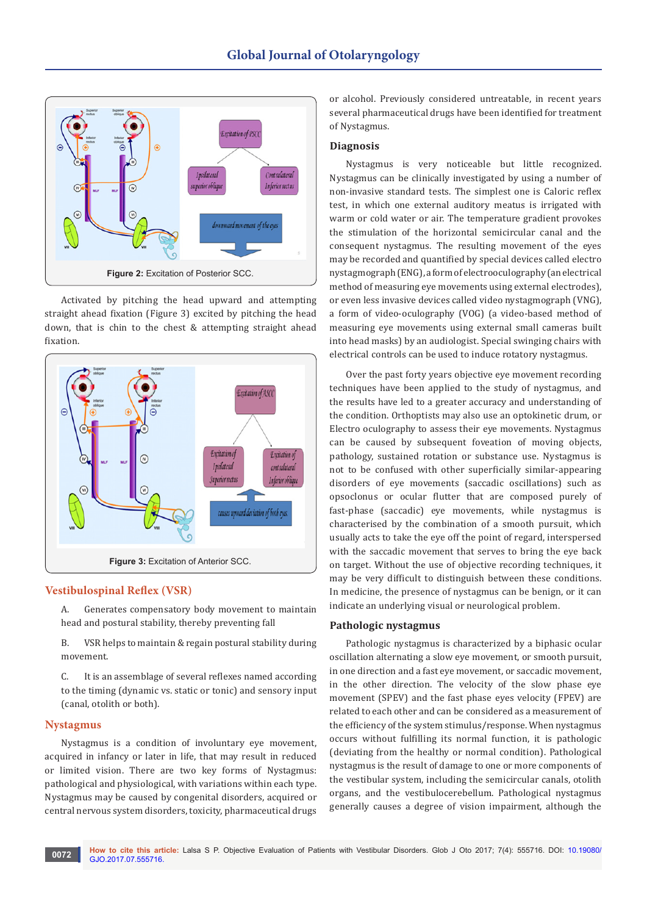Figure 2: Excitation of Posterior SCC.

Activated by pitching the head upward and attempting straight ahead fixation (Figure 3) excited by pitching the head down, that is chin to the chest & attempting straight ahead fixation.

Figure 3: Excitation of Anterior SCC.

## Vestibulospinal Reflex (VSR)

A. Generates compensatory body movement to maintain head and postural stability, thereby preventing fall

B. VSR helps to maintain & regain postural stability during movement.

C. It is an assemblage of several reflexes named according to the timing (dynamic vs. static or tonic) and sensory input (canal, otolith or both).

## Nystagmus

Nystagmus is a condition of involuntary eye movement, acquired in infancy or later in life, that may result in reduced or limited vision. There are two key forms of Nystagmus: pathological and physiological, with variations within each type. Nystagmus may be caused by congenital disorders, acquired or central nervous system disorders, toxicity, pharmaceutical drugs or alcohol. Previously considered untreatable, in recent years several pharmaceutical drugs have been identified for treatment of Nystagmus.

### Diagnosis

Nystagmus is very noticeable but little recognized. Nystagmus can be clinically investigated by using a number of non-invasive standard tests. The simplest one is Caloric reflex test, in which one external auditory meatus is irrigated with warm or cold water or air. The temperature gradient provokes the stimulation of the horizontal semicircular canal and the consequent nystagmus. The resulting movement of the eyes may be recorded and quantified by special devices called electro nystagmograph (ENG), a form of electrooculography (an electrical method of measuring eye movements using external electrodes), or even less invasive devices called video nystagmograph (VNG), a form of video-oculography (VOG) (a video-based method of measuring eye movements using external small cameras built into head masks) by an audiologist. Special swinging chairs with electrical controls can be used to induce rotatory nystagmus.

Over the past forty years objective eye movement recording techniques have been applied to the study of nystagmus, and the results have led to a greater accuracy and understanding of the condition. Orthoptists may also use an optokinetic drum, or Electro oculography to assess their eye movements. Nystagmus can be caused by subsequent foveation of moving objects, pathology, sustained rotation or substance use. Nystagmus is not to be confused with other superficially similar-appearing disorders of eye movements (saccadic oscillations) such as opsoclonus or ocular flutter that are composed purely of fast-phase (saccadic) eye movements, while nystagmus is characterised by the combination of a smooth pursuit, which usually acts to take the eye off the point of regard, interspersed with the saccadic movement that serves to bring the eye back on target. Without the use of objective recording techniques, it may be very difficult to distinguish between these conditions. In medicine, the presence of nystagmus can be benign, or it can indicate an underlying visual or neurological problem.

### Pathologic nystagmus

Pathologic nystagmus is characterized by a biphasic ocular oscillation alternating a slow eye movement, or smooth pursuit, in one direction and a fast eye movement, or saccadic movement, in the other direction. The velocity of the slow phase eye movement (SPEV) and the fast phase eyes velocity (FPEV) are related to each other and can be considered as a measurement of the efficiency of the system stimulus/response. When nystagmus occurs without fulfilling its normal function, it is pathologic (deviating from the healthy or normal condition). Pathological nystagmus is the result of damage to one or more components of the vestibular system, including the semicircular canals, otolith organs, and the vestibulocerebellum. Pathological nystagmus generally causes a degree of vision impairment, although the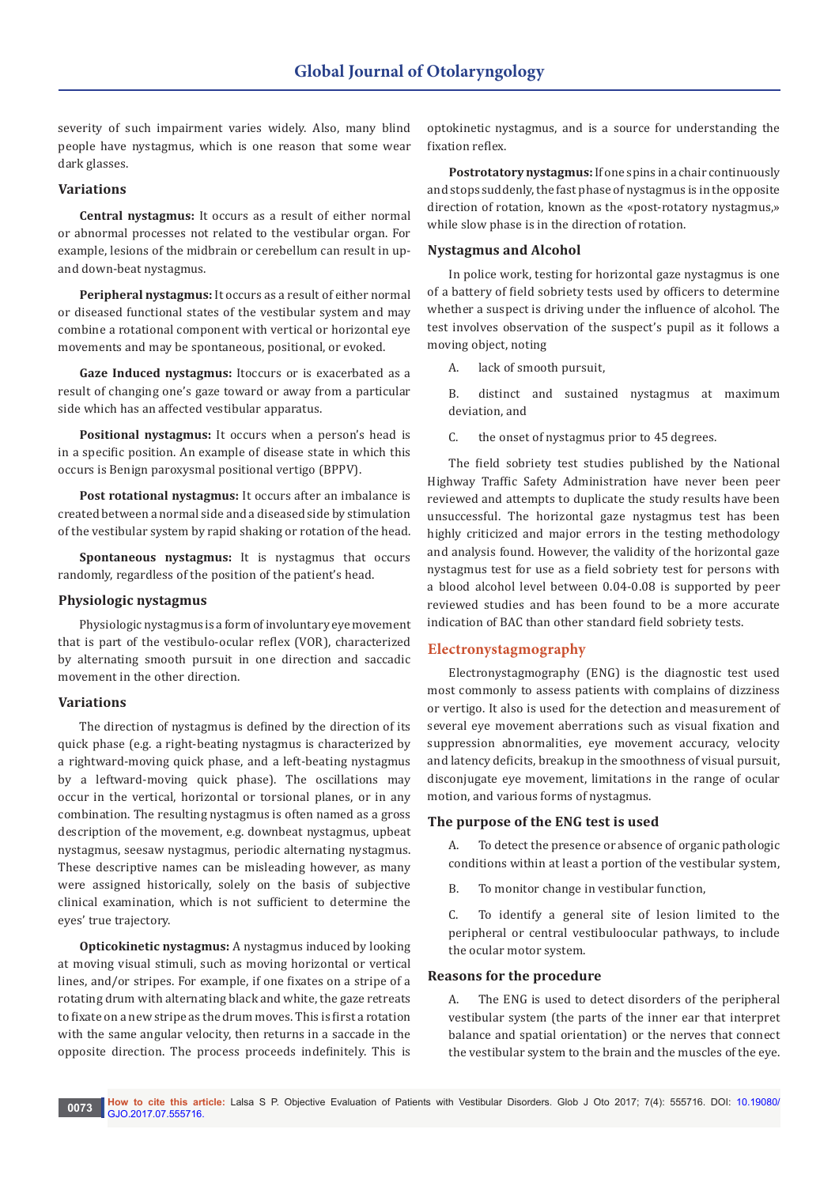severity of such impairment varies widely. Also, many blind people have nystagmus, which is one reason that some wear dark glasses.

### Variations

**Central nystagmus:** It occurs as a result of either normal or abnormal processes not related to the vestibular organ. For example, lesions of the midbrain or cerebellum can result in up- and down-beat nystagmus.

**Peripheral nystagmus:** It occurs as a result of either normal or diseased functional states of the vestibular system and may combine a rotational component with vertical or horizontal eye movements and may be spontaneous, positional, or evoked.

**Gaze Induced nystagmus:** Itoccurs or is exacerbated as a result of changing one's gaze toward or away from a particular side which has an affected vestibular apparatus.

**Positional nystagmus:** It occurs when a person's head is in a specific position. An example of disease state in which this occurs is Benign paroxysmal positional vertigo (BPPV).

**Post rotational nystagmus:** It occurs after an imbalance is created between a normal side and a diseased side by stimulation of the vestibular system by rapid shaking or rotation of the head.

**Spontaneous nystagmus:** It is nystagmus that occurs randomly, regardless of the position of the patient's head.

### Physiologic nystagmus

Physiologic nystagmus is a form of involuntary eye movement that is part of the vestibulo-ocular reflex (VOR), characterized by alternating smooth pursuit in one direction and saccadic movement in the other direction.

### Variations

The direction of nystagmus is defined by the direction of its quick phase (e.g. a right-beating nystagmus is characterized by a rightward-moving quick phase, and a left-beating nystagmus by a leftward-moving quick phase). The oscillations may occur in the vertical, horizontal or torsional planes, or in any combination. The resulting nystagmus is often named as a gross description of the movement, e.g. downbeat nystagmus, upbeat nystagmus, seesaw nystagmus, periodic alternating nystagmus. These descriptive names can be misleading however, as many were assigned historically, solely on the basis of subjective clinical examination, which is not sufficient to determine the eyes' true trajectory.

**Opticokinetic nystagmus:** A nystagmus induced by looking at moving visual stimuli, such as moving horizontal or vertical lines, and/or stripes. For example, if one fixates on a stripe of a rotating drum with alternating black and white, the gaze retreats to fixate on a new stripe as the drum moves. This is first a rotation with the same angular velocity, then returns in a saccade in the opposite direction. The process proceeds indefinitely. This is optokinetic nystagmus, and is a source for understanding the fixation reflex.

**Postrotatory nystagmus:** If one spins in a chair continuously and stops suddenly, the fast phase of nystagmus is in the opposite direction of rotation, known as the «post-rotatory nystagmus,» while slow phase is in the direction of rotation.

### Nystagmus and Alcohol

In police work, testing for horizontal gaze nystagmus is one of a battery of field sobriety tests used by officers to determine whether a suspect is driving under the influence of alcohol. The test involves observation of the suspect's pupil as it follows a moving object, noting

A. lack of smooth pursuit,

B. distinct and sustained nystagmus at maximum deviation, and

C. the onset of nystagmus prior to 45 degrees.

The field sobriety test studies published by the National Highway Traffic Safety Administration have never been peer reviewed and attempts to duplicate the study results have been unsuccessful. The horizontal gaze nystagmus test has been highly criticized and major errors in the testing methodology and analysis found. However, the validity of the horizontal gaze nystagmus test for use as a field sobriety test for persons with a blood alcohol level between 0.04-0.08 is supported by peer reviewed studies and has been found to be a more accurate indication of BAC than other standard field sobriety tests.

## Electronystagmography

Electronystagmography (ENG) is the diagnostic test used most commonly to assess patients with complains of dizziness or vertigo. It also is used for the detection and measurement of several eye movement aberrations such as visual fixation and suppression abnormalities, eye movement accuracy, velocity and latency deficits, breakup in the smoothness of visual pursuit, disconjugate eye movement, limitations in the range of ocular motion, and various forms of nystagmus.

### The purpose of the ENG test is used

A. To detect the presence or absence of organic pathologic conditions within at least a portion of the vestibular system,

B. To monitor change in vestibular function,

C. To identify a general site of lesion limited to the peripheral or central vestibuloocular pathways, to include the ocular motor system.

### Reasons for the procedure

A. The ENG is used to detect disorders of the peripheral vestibular system (the parts of the inner ear that interpret balance and spatial orientation) or the nerves that connect the vestibular system to the brain and the muscles of the eye.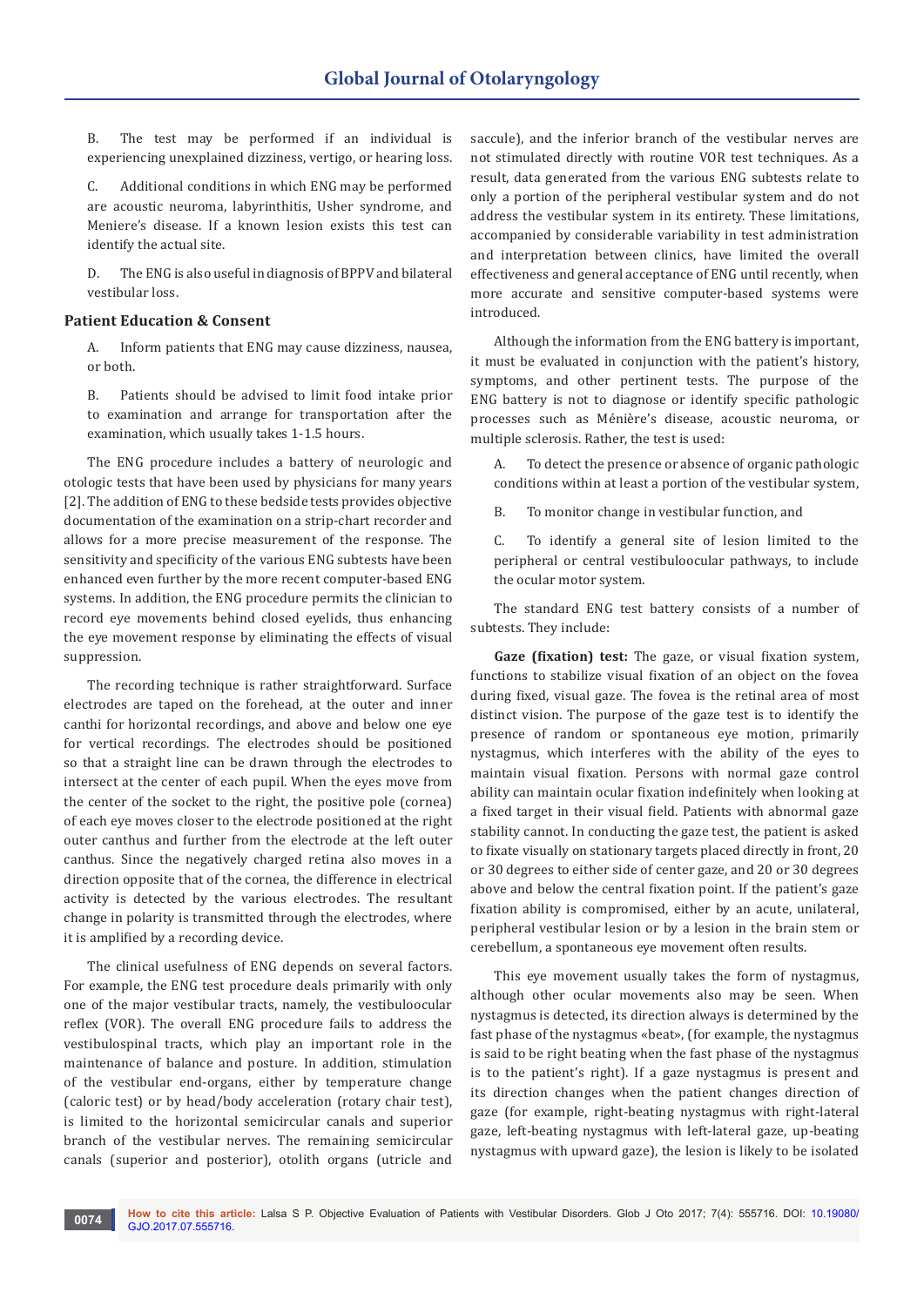B. The test may be performed if an individual is experiencing unexplained dizziness, vertigo, or hearing loss.

C. Additional conditions in which ENG may be performed are acoustic neuroma, labyrinthitis, Usher syndrome, and Meniere's disease. If a known lesion exists this test can identify the actual site.

D. The ENG is also useful in diagnosis of BPPV and bilateral vestibular loss.

### Patient Education & Consent

A. Inform patients that ENG may cause dizziness, nausea, or both.

B. Patients should be advised to limit food intake prior to examination and arrange for transportation after the examination, which usually takes 1-1.5 hours.

The ENG procedure includes a battery of neurologic and otologic tests that have been used by physicians for many years [2]. The addition of ENG to these bedside tests provides objective documentation of the examination on a strip-chart recorder and allows for a more precise measurement of the response. The sensitivity and specificity of the various ENG subtests have been enhanced even further by the more recent computer-based ENG systems. In addition, the ENG procedure permits the clinician to record eye movements behind closed eyelids, thus enhancing the eye movement response by eliminating the effects of visual suppression.

The recording technique is rather straightforward. Surface electrodes are taped on the forehead, at the outer and inner canthi for horizontal recordings, and above and below one eye for vertical recordings. The electrodes should be positioned so that a straight line can be drawn through the electrodes to intersect at the center of each pupil. When the eyes move from the center of the socket to the right, the positive pole (cornea) of each eye moves closer to the electrode positioned at the right outer canthus and further from the electrode at the left outer canthus. Since the negatively charged retina also moves in a direction opposite that of the cornea, the difference in electrical activity is detected by the various electrodes. The resultant change in polarity is transmitted through the electrodes, where it is amplified by a recording device.

The clinical usefulness of ENG depends on several factors. For example, the ENG test procedure deals primarily with only one of the major vestibular tracts, namely, the vestibuloocular reflex (VOR). The overall ENG procedure fails to address the vestibulospinal tracts, which play an important role in the maintenance of balance and posture. In addition, stimulation of the vestibular end-organs, either by temperature change (caloric test) or by head/body acceleration (rotary chair test), is limited to the horizontal semicircular canals and superior branch of the vestibular nerves. The remaining semicircular canals (superior and posterior), otolith organs (utricle and saccule), and the inferior branch of the vestibular nerves are not stimulated directly with routine VOR test techniques. As a result, data generated from the various ENG subtests relate to only a portion of the peripheral vestibular system and do not address the vestibular system in its entirety. These limitations, accompanied by considerable variability in test administration and interpretation between clinics, have limited the overall effectiveness and general acceptance of ENG until recently, when more accurate and sensitive computer-based systems were introduced.

Although the information from the ENG battery is important, it must be evaluated in conjunction with the patient's history, symptoms, and other pertinent tests. The purpose of the ENG battery is not to diagnose or identify specific pathologic processes such as Ménière's disease, acoustic neuroma, or multiple sclerosis. Rather, the test is used:

A. To detect the presence or absence of organic pathologic conditions within at least a portion of the vestibular system,

B. To monitor change in vestibular function, and

C. To identify a general site of lesion limited to the peripheral or central vestibuloocular pathways, to include the ocular motor system.

The standard ENG test battery consists of a number of subtests. They include:

**Gaze (fixation) test:** The gaze, or visual fixation system, functions to stabilize visual fixation of an object on the fovea during fixed, visual gaze. The fovea is the retinal area of most distinct vision. The purpose of the gaze test is to identify the presence of random or spontaneous eye motion, primarily nystagmus, which interferes with the ability of the eyes to maintain visual fixation. Persons with normal gaze control ability can maintain ocular fixation indefinitely when looking at a fixed target in their visual field. Patients with abnormal gaze stability cannot. In conducting the gaze test, the patient is asked to fixate visually on stationary targets placed directly in front, 20 or 30 degrees to either side of center gaze, and 20 or 30 degrees above and below the central fixation point. If the patient's gaze fixation ability is compromised, either by an acute, unilateral, peripheral vestibular lesion or by a lesion in the brain stem or cerebellum, a spontaneous eye movement often results.

This eye movement usually takes the form of nystagmus, although other ocular movements also may be seen. When nystagmus is detected, its direction always is determined by the fast phase of the nystagmus «beat», (for example, the nystagmus is said to be right beating when the fast phase of the nystagmus is to the patient's right). If a gaze nystagmus is present and its direction changes when the patient changes direction of gaze (for example, right-beating nystagmus with right-lateral gaze, left-beating nystagmus with left-lateral gaze, up-beating nystagmus with upward gaze), the lesion is likely to be isolated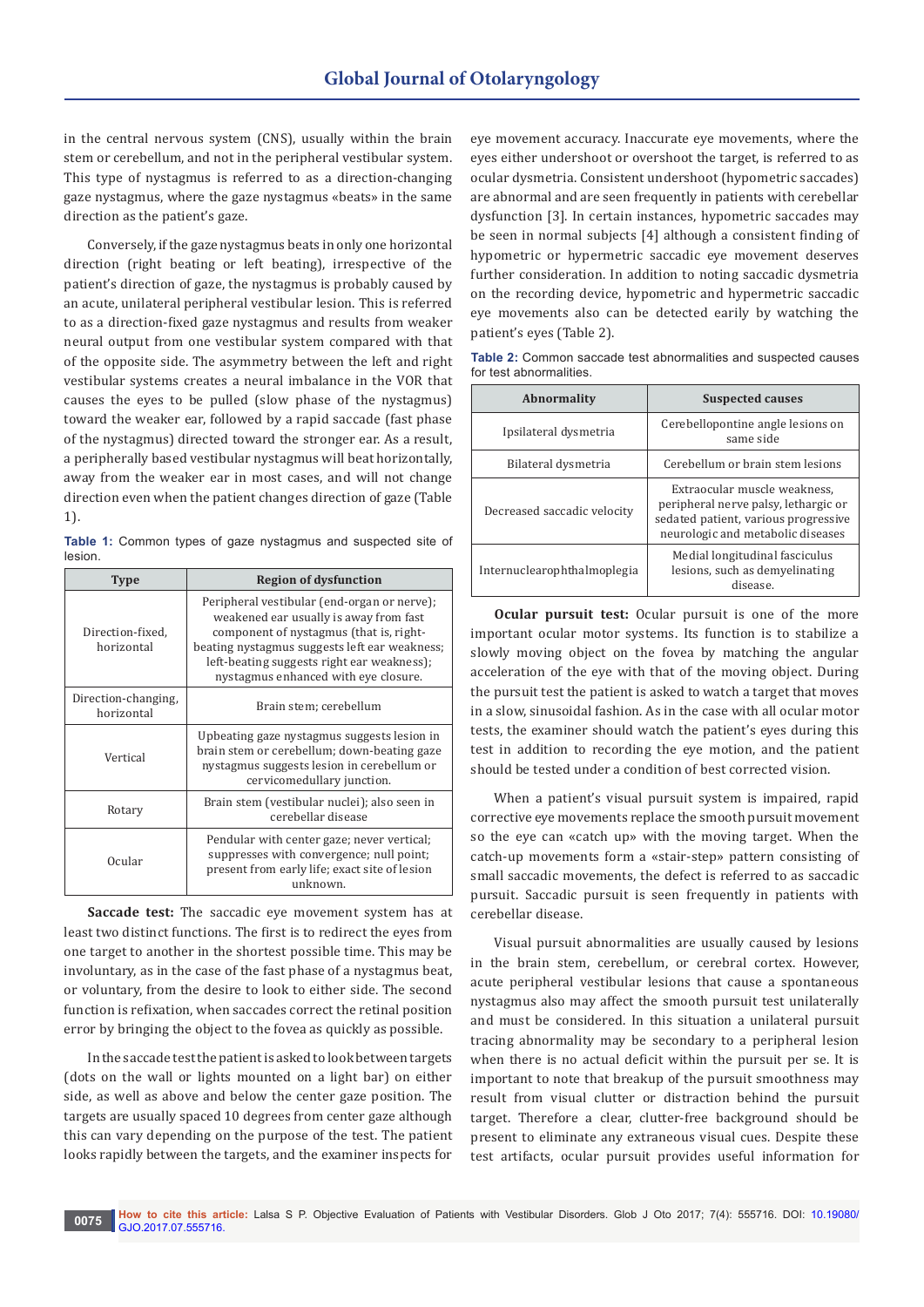in the central nervous system (CNS), usually within the brain stem or cerebellum, and not in the peripheral vestibular system. This type of nystagmus is referred to as a direction-changing gaze nystagmus, where the gaze nystagmus «beats» in the same direction as the patient's gaze.

Conversely, if the gaze nystagmus beats in only one horizontal direction (right beating or left beating), irrespective of the patient's direction of gaze, the nystagmus is probably caused by an acute, unilateral peripheral vestibular lesion. This is referred to as a direction-fixed gaze nystagmus and results from weaker neural output from one vestibular system compared with that of the opposite side. The asymmetry between the left and right vestibular systems creates a neural imbalance in the VOR that causes the eyes to be pulled (slow phase of the nystagmus) toward the weaker ear, followed by a rapid saccade (fast phase of the nystagmus) directed toward the stronger ear. As a result, a peripherally based vestibular nystagmus will beat horizontally, away from the weaker ear in most cases, and will not change direction even when the patient changes direction of gaze (Table 1).

**Table 1:** Common types of gaze nystagmus and suspected site of lesion.

| Type | Region of dysfunction |
|---|---|
| Direction-fixed, horizontal | Peripheral vestibular (end-organ or nerve); weakened ear usually is away from fast component of nystagmus (that is, right-beating nystagmus suggests left ear weakness; left-beating suggests right ear weakness); nystagmus enhanced with eye closure. |
| Direction-changing, horizontal | Brain stem; cerebellum |
| Vertical | Upbeating gaze nystagmus suggests lesion in brain stem or cerebellum; down-beating gaze nystagmus suggests lesion in cerebellum or cervicomedullary junction. |
| Rotary | Brain stem (vestibular nuclei); also seen in cerebellar disease |
| Ocular | Pendular with center gaze; never vertical; suppresses with convergence; null point; present from early life; exact site of lesion unknown. |

**Saccade test:** The saccadic eye movement system has at least two distinct functions. The first is to redirect the eyes from one target to another in the shortest possible time. This may be involuntary, as in the case of the fast phase of a nystagmus beat, or voluntary, from the desire to look to either side. The second function is refixation, when saccades correct the retinal position error by bringing the object to the fovea as quickly as possible.

In the saccade test the patient is asked to look between targets (dots on the wall or lights mounted on a light bar) on either side, as well as above and below the center gaze position. The targets are usually spaced 10 degrees from center gaze although this can vary depending on the purpose of the test. The patient looks rapidly between the targets, and the examiner inspects for eye movement accuracy. Inaccurate eye movements, where the eyes either undershoot or overshoot the target, is referred to as ocular dysmetria. Consistent undershoot (hypometric saccades) are abnormal and are seen frequently in patients with cerebellar dysfunction [3]. In certain instances, hypometric saccades may be seen in normal subjects [4] although a consistent finding of hypometric or hypermetric saccadic eye movement deserves further consideration. In addition to noting saccadic dysmetria on the recording device, hypometric and hypermetric saccadic eye movements also can be detected early by watching the patient's eyes (Table 2).

**Table 2:** Common saccade test abnormalities and suspected causes for test abnormalities.

| Abnormality | Suspected causes |
|---|---|
| Ipsilateral dysmetria | Cerebellopontine angle lesions on same side |
| Bilateral dysmetria | Cerebellum or brain stem lesions |
| Decreased saccadic velocity | Extraocular muscle weakness, peripheral nerve palsy, lethargic or sedated patient, various progressive neurologic and metabolic diseases |
| Internuclearophthalmoplegia | Medial longitudinal fasciculus lesions, such as demyelinating disease. |

**Ocular pursuit test:** Ocular pursuit is one of the more important ocular motor systems. Its function is to stabilize a slowly moving object on the fovea by matching the angular acceleration of the eye with that of the moving object. During the pursuit test the patient is asked to watch a target that moves in a slow, sinusoidal fashion. As in the case with all ocular motor tests, the examiner should watch the patient's eyes during this test in addition to recording the eye motion, and the patient should be tested under a condition of best corrected vision.

When a patient's visual pursuit system is impaired, rapid corrective eye movements replace the smooth pursuit movement so the eye can «catch up» with the moving target. When the catch-up movements form a «stair-step» pattern consisting of small saccadic movements, the defect is referred to as saccadic pursuit. Saccadic pursuit is seen frequently in patients with cerebellar disease.

Visual pursuit abnormalities are usually caused by lesions in the brain stem, cerebellum, or cerebral cortex. However, acute peripheral vestibular lesions that cause a spontaneous nystagmus also may affect the smooth pursuit test unilaterally and must be considered. In this situation a unilateral pursuit tracing abnormality may be secondary to a peripheral lesion when there is no actual deficit within the pursuit per se. It is important to note that breakup of the pursuit smoothness may result from visual clutter or distraction behind the pursuit target. Therefore a clear, clutter-free background should be present to eliminate any extraneous visual cues. Despite these test artifacts, ocular pursuit provides useful information for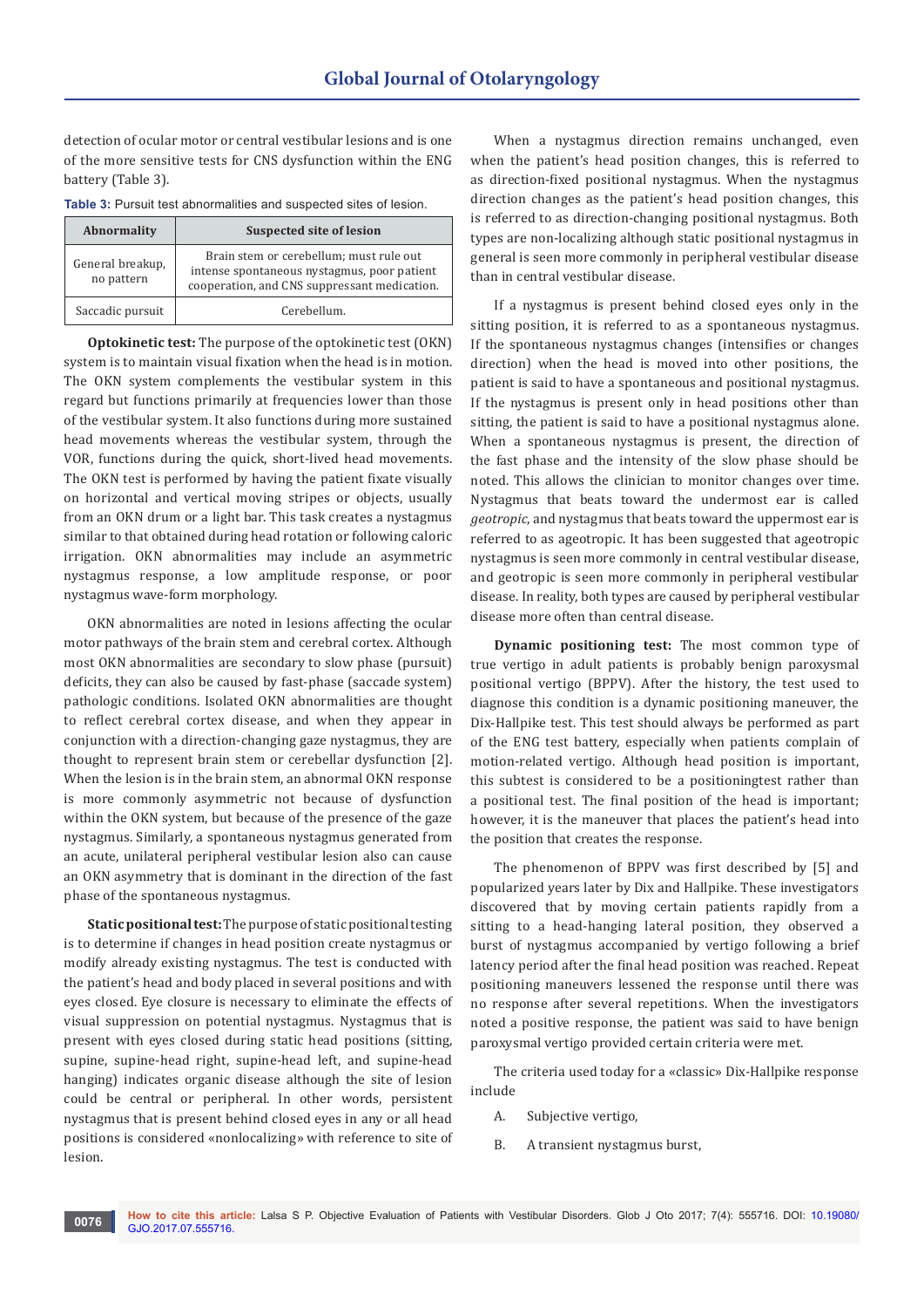detection of ocular motor or central vestibular lesions and is one of the more sensitive tests for CNS dysfunction within the ENG battery (Table 3).

**Table 3:** Pursuit test abnormalities and suspected sites of lesion.

| Abnormality | Suspected site of lesion |
|---|---|
| General breakup, no pattern | Brain stem or cerebellum; must rule out intense spontaneous nystagmus, poor patient cooperation, and CNS suppressant medication. |
| Saccadic pursuit | Cerebellum. |

**Optokinetic test:** The purpose of the optokinetic test (OKN) system is to maintain visual fixation when the head is in motion. The OKN system complements the vestibular system in this regard but functions primarily at frequencies lower than those of the vestibular system. It also functions during more sustained head movements whereas the vestibular system, through the VOR, functions during the quick, short-lived head movements. The OKN test is performed by having the patient fixate visually on horizontal and vertical moving stripes or objects, usually from an OKN drum or a light bar. This task creates a nystagmus similar to that obtained during head rotation or following caloric irrigation. OKN abnormalities may include an asymmetric nystagmus response, a low amplitude response, or poor nystagmus wave-form morphology.

OKN abnormalities are noted in lesions affecting the ocular motor pathways of the brain stem and cerebral cortex. Although most OKN abnormalities are secondary to slow phase (pursuit) deficits, they can also be caused by fast-phase (saccade system) pathologic conditions. Isolated OKN abnormalities are thought to reflect cerebral cortex disease, and when they appear in conjunction with a direction-changing gaze nystagmus, they are thought to represent brain stem or cerebellar dysfunction [2]. When the lesion is in the brain stem, an abnormal OKN response is more commonly asymmetric not because of dysfunction within the OKN system, but because of the presence of the gaze nystagmus. Similarly, a spontaneous nystagmus generated from an acute, unilateral peripheral vestibular lesion also can cause an OKN asymmetry that is dominant in the direction of the fast phase of the spontaneous nystagmus.

**Static positional test:** The purpose of static positional testing is to determine if changes in head position create nystagmus or modify already existing nystagmus. The test is conducted with the patient's head and body placed in several positions and with eyes closed. Eye closure is necessary to eliminate the effects of visual suppression on potential nystagmus. Nystagmus that is present with eyes closed during static head positions (sitting, supine, supine-head right, supine-head left, and supine-head hanging) indicates organic disease although the site of lesion could be central or peripheral. In other words, persistent nystagmus that is present behind closed eyes in any or all head positions is considered «nonlocalizing» with reference to site of lesion.

When a nystagmus direction remains unchanged, even when the patient's head position changes, this is referred to as direction-fixed positional nystagmus. When the nystagmus direction changes as the patient's head position changes, this is referred to as direction-changing positional nystagmus. Both types are non-localizing although static positional nystagmus in general is seen more commonly in peripheral vestibular disease than in central vestibular disease.

If a nystagmus is present behind closed eyes only in the sitting position, it is referred to as a spontaneous nystagmus. If the spontaneous nystagmus changes (intensifies or changes direction) when the head is moved into other positions, the patient is said to have a spontaneous and positional nystagmus. If the nystagmus is present only in head positions other than sitting, the patient is said to have a positional nystagmus alone. When a spontaneous nystagmus is present, the direction of the fast phase and the intensity of the slow phase should be noted. This allows the clinician to monitor changes over time. Nystagmus that beats toward the undermost ear is called *geotropic*, and nystagmus that beats toward the uppermost ear is referred to as ageotropic. It has been suggested that ageotropic nystagmus is seen more commonly in central vestibular disease, and geotropic is seen more commonly in peripheral vestibular disease. In reality, both types are caused by peripheral vestibular disease more often than central disease.

**Dynamic positioning test:** The most common type of true vertigo in adult patients is probably benign paroxysmal positional vertigo (BPPV). After the history, the test used to diagnose this condition is a dynamic positioning maneuver, the Dix-Hallpike test. This test should always be performed as part of the ENG test battery, especially when patients complain of motion-related vertigo. Although head position is important, this subtest is considered to be a positioningtest rather than a positional test. The final position of the head is important; however, it is the maneuver that places the patient's head into the position that creates the response.

The phenomenon of BPPV was first described by [5] and popularized years later by Dix and Hallpike. These investigators discovered that by moving certain patients rapidly from a sitting to a head-hanging lateral position, they observed a burst of nystagmus accompanied by vertigo following a brief latency period after the final head position was reached. Repeat positioning maneuvers lessened the response until there was no response after several repetitions. When the investigators noted a positive response, the patient was said to have benign paroxysmal vertigo provided certain criteria were met.

The criteria used today for a «classic» Dix-Hallpike response include

A. Subjective vertigo,

B. A transient nystagmus burst,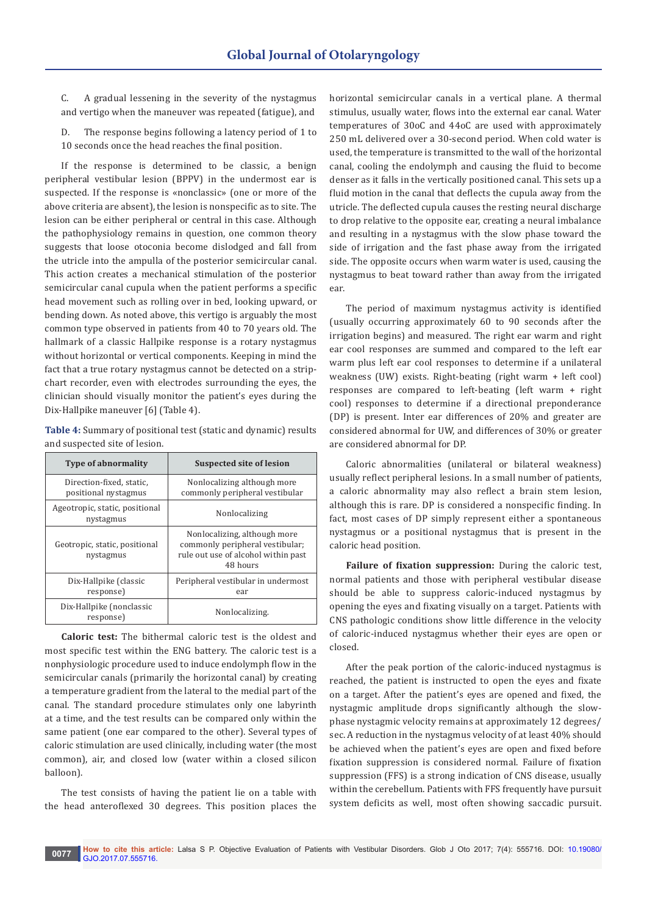C. A gradual lessening in the severity of the nystagmus and vertigo when the maneuver was repeated (fatigue), and

D. The response begins following a latency period of 1 to 10 seconds once the head reaches the final position.

If the response is determined to be classic, a benign peripheral vestibular lesion (BPPV) in the undermost ear is suspected. If the response is «nonclassic» (one or more of the above criteria are absent), the lesion is nonspecific as to site. The lesion can be either peripheral or central in this case. Although the pathophysiology remains in question, one common theory suggests that loose otoconia become dislodged and fall from the utricle into the ampulla of the posterior semicircular canal. This action creates a mechanical stimulation of the posterior semicircular canal cupula when the patient performs a specific head movement such as rolling over in bed, looking upward, or bending down. As noted above, this vertigo is arguably the most common type observed in patients from 40 to 70 years old. The hallmark of a classic Hallpike response is a rotary nystagmus without horizontal or vertical components. Keeping in mind the fact that a true rotary nystagmus cannot be detected on a strip-chart recorder, even with electrodes surrounding the eyes, the clinician should visually monitor the patient's eyes during the Dix-Hallpike maneuver [6] (Table 4).

**Table 4:** Summary of positional test (static and dynamic) results and suspected site of lesion.

| Type of abnormality | Suspected site of lesion |
| --- | --- |
| Direction-fixed, static, positional nystagmus | Nonlocalizing although more commonly peripheral vestibular |
| Ageotropic, static, positional nystagmus | Nonlocalizing |
| Geotropic, static, positional nystagmus | Nonlocalizing, although more commonly peripheral vestibular; rule out use of alcohol within past 48 hours |
| Dix-Hallpike (classic response) | Peripheral vestibular in undermost ear |
| Dix-Hallpike (nonclassic response) | Nonlocalizing. |

**Caloric test:** The bithermal caloric test is the oldest and most specific test within the ENG battery. The caloric test is a nonphysiologic procedure used to induce endolymph flow in the semicircular canals (primarily the horizontal canal) by creating a temperature gradient from the lateral to the medial part of the canal. The standard procedure stimulates only one labyrinth at a time, and the test results can be compared only within the same patient (one ear compared to the other). Several types of caloric stimulation are used clinically, including water (the most common), air, and closed low (water within a closed silicon balloon).

The test consists of having the patient lie on a table with the head anteroflexed 30 degrees. This position places the horizontal semicircular canals in a vertical plane. A thermal stimulus, usually water, flows into the external ear canal. Water temperatures of 30oC and 44oC are used with approximately 250 mL delivered over a 30-second period. When cold water is used, the temperature is transmitted to the wall of the horizontal canal, cooling the endolymph and causing the fluid to become denser as it falls in the vertically positioned canal. This sets up a fluid motion in the canal that deflects the cupula away from the utricle. The deflected cupula causes the resting neural discharge to drop relative to the opposite ear, creating a neural imbalance and resulting in a nystagmus with the slow phase toward the side of irrigation and the fast phase away from the irrigated side. The opposite occurs when warm water is used, causing the nystagmus to beat toward rather than away from the irrigated ear.

The period of maximum nystagmus activity is identified (usually occurring approximately 60 to 90 seconds after the irrigation begins) and measured. The right ear warm and right ear cool responses are summed and compared to the left ear warm plus left ear cool responses to determine if a unilateral weakness (UW) exists. Right-beating (right warm + left cool) responses are compared to left-beating (left warm + right cool) responses to determine if a directional preponderance (DP) is present. Inter ear differences of 20% and greater are considered abnormal for UW, and differences of 30% or greater are considered abnormal for DP.

Caloric abnormalities (unilateral or bilateral weakness) usually reflect peripheral lesions. In a small number of patients, a caloric abnormality may also reflect a brain stem lesion, although this is rare. DP is considered a nonspecific finding. In fact, most cases of DP simply represent either a spontaneous nystagmus or a positional nystagmus that is present in the caloric head position.

**Failure of fixation suppression:** During the caloric test, normal patients and those with peripheral vestibular disease should be able to suppress caloric-induced nystagmus by opening the eyes and fixating visually on a target. Patients with CNS pathologic conditions show little difference in the velocity of caloric-induced nystagmus whether their eyes are open or closed.

After the peak portion of the caloric-induced nystagmus is reached, the patient is instructed to open the eyes and fixate on a target. After the patient's eyes are opened and fixed, the nystagmic amplitude drops significantly although the slow-phase nystagmic velocity remains at approximately 12 degrees/sec. A reduction in the nystagmus velocity of at least 40% should be achieved when the patient's eyes are open and fixed before fixation suppression is considered normal. Failure of fixation suppression (FFS) is a strong indication of CNS disease, usually within the cerebellum. Patients with FFS frequently have pursuit system deficits as well, most often showing saccadic pursuit.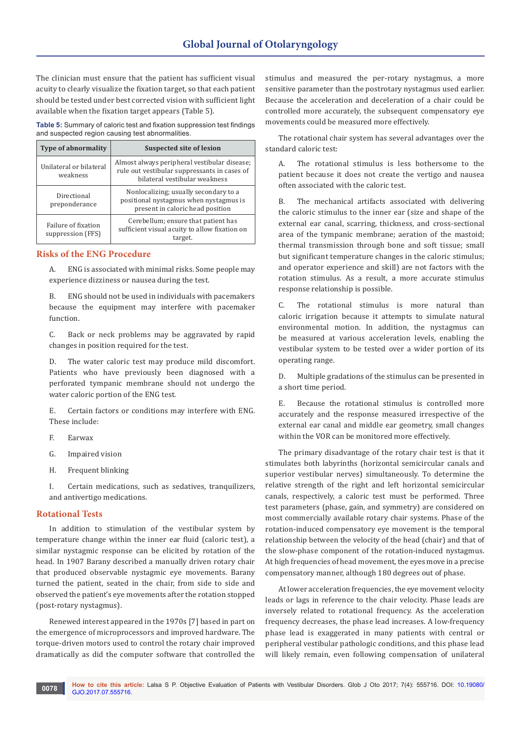The clinician must ensure that the patient has sufficient visual acuity to clearly visualize the fixation target, so that each patient should be tested under best corrected vision with sufficient light available when the fixation target appears (Table 5).

**Table 5:** Summary of caloric test and fixation suppression test findings and suspected region causing test abnormalities.

| Type of abnormality | Suspected site of lesion |
|---|---|
| Unilateral or bilateral weakness | Almost always peripheral vestibular disease; rule out vestibular suppressants in cases of bilateral vestibular weakness |
| Directional preponderance | Nonlocalizing; usually secondary to a positional nystagmus when nystagmus is present in caloric head position |
| Failure of fixation suppression (FFS) | Cerebellum; ensure that patient has sufficient visual acuity to allow fixation on target. |

## Risks of the ENG Procedure

A. ENG is associated with minimal risks. Some people may experience dizziness or nausea during the test.

B. ENG should not be used in individuals with pacemakers because the equipment may interfere with pacemaker function.

C. Back or neck problems may be aggravated by rapid changes in position required for the test.

D. The water caloric test may produce mild discomfort. Patients who have previously been diagnosed with a perforated tympanic membrane should not undergo the water caloric portion of the ENG test.

E. Certain factors or conditions may interfere with ENG. These include:

F. Earwax

G. Impaired vision

H. Frequent blinking

I. Certain medications, such as sedatives, tranquilizers, and antivertigo medications.

## Rotational Tests

In addition to stimulation of the vestibular system by temperature change within the inner ear fluid (caloric test), a similar nystagmic response can be elicited by rotation of the head. In 1907 Barany described a manually driven rotary chair that produced observable nystagmic eye movements. Barany turned the patient, seated in the chair, from side to side and observed the patient's eye movements after the rotation stopped (post-rotary nystagmus).

Renewed interest appeared in the 1970s [7] based in part on the emergence of microprocessors and improved hardware. The torque-driven motors used to control the rotary chair improved dramatically as did the computer software that controlled the stimulus and measured the per-rotary nystagmus, a more sensitive parameter than the postrotary nystagmus used earlier. Because the acceleration and deceleration of a chair could be controlled more accurately, the subsequent compensatory eye movements could be measured more effectively.

The rotational chair system has several advantages over the standard caloric test:

A. The rotational stimulus is less bothersome to the patient because it does not create the vertigo and nausea often associated with the caloric test.

B. The mechanical artifacts associated with delivering the caloric stimulus to the inner ear (size and shape of the external ear canal, scarring, thickness, and cross-sectional area of the tympanic membrane; aeration of the mastoid; thermal transmission through bone and soft tissue; small but significant temperature changes in the caloric stimulus; and operator experience and skill) are not factors with the rotation stimulus. As a result, a more accurate stimulus response relationship is possible.

C. The rotational stimulus is more natural than caloric irrigation because it attempts to simulate natural environmental motion. In addition, the nystagmus can be measured at various acceleration levels, enabling the vestibular system to be tested over a wider portion of its operating range.

D. Multiple gradations of the stimulus can be presented in a short time period.

E. Because the rotational stimulus is controlled more accurately and the response measured irrespective of the external ear canal and middle ear geometry, small changes within the VOR can be monitored more effectively.

The primary disadvantage of the rotary chair test is that it stimulates both labyrinths (horizontal semicircular canals and superior vestibular nerves) simultaneously. To determine the relative strength of the right and left horizontal semicircular canals, respectively, a caloric test must be performed. Three test parameters (phase, gain, and symmetry) are considered on most commercially available rotary chair systems. Phase of the rotation-induced compensatory eye movement is the temporal relationship between the velocity of the head (chair) and that of the slow-phase component of the rotation-induced nystagmus. At high frequencies of head movement, the eyes move in a precise compensatory manner, although 180 degrees out of phase.

At lower acceleration frequencies, the eye movement velocity leads or lags in reference to the chair velocity. Phase leads are inversely related to rotational frequency. As the acceleration frequency decreases, the phase lead increases. A low-frequency phase lead is exaggerated in many patients with central or peripheral vestibular pathologic conditions, and this phase lead will likely remain, even following compensation of unilateral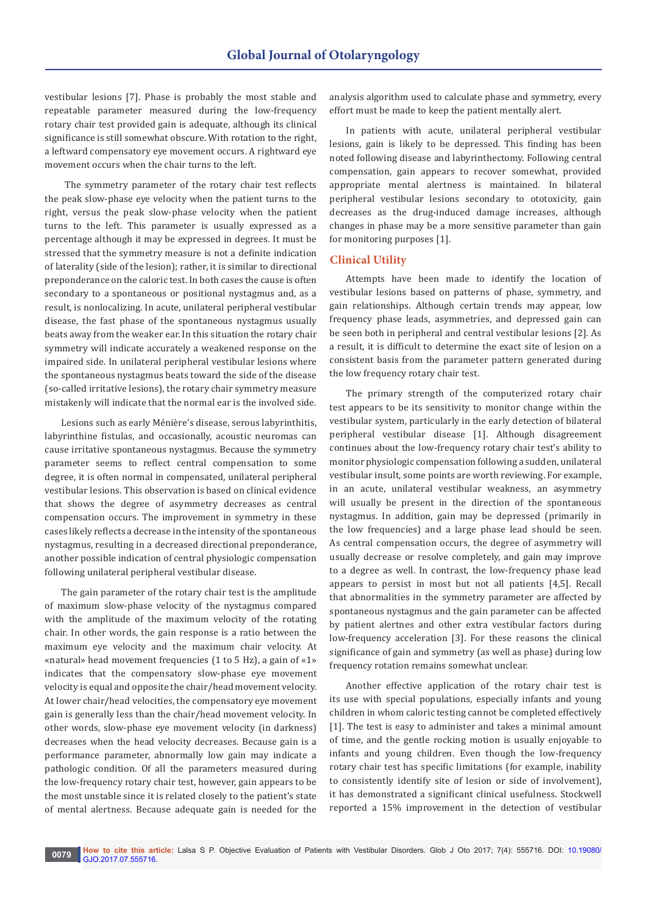vestibular lesions [7]. Phase is probably the most stable and repeatable parameter measured during the low-frequency rotary chair test provided gain is adequate, although its clinical significance is still somewhat obscure. With rotation to the right, a leftward compensatory eye movement occurs. A rightward eye movement occurs when the chair turns to the left.

The symmetry parameter of the rotary chair test reflects the peak slow-phase eye velocity when the patient turns to the right, versus the peak slow-phase velocity when the patient turns to the left. This parameter is usually expressed as a percentage although it may be expressed in degrees. It must be stressed that the symmetry measure is not a definite indication of laterality (side of the lesion); rather, it is similar to directional preponderance on the caloric test. In both cases the cause is often secondary to a spontaneous or positional nystagmus and, as a result, is nonlocalizing. In acute, unilateral peripheral vestibular disease, the fast phase of the spontaneous nystagmus usually beats away from the weaker ear. In this situation the rotary chair symmetry will indicate accurately a weakened response on the impaired side. In unilateral peripheral vestibular lesions where the spontaneous nystagmus beats toward the side of the disease (so-called irritative lesions), the rotary chair symmetry measure mistakenly will indicate that the normal ear is the involved side.

Lesions such as early Ménière's disease, serous labyrinthitis, labyrinthine fistulas, and occasionally, acoustic neuromas can cause irritative spontaneous nystagmus. Because the symmetry parameter seems to reflect central compensation to some degree, it is often normal in compensated, unilateral peripheral vestibular lesions. This observation is based on clinical evidence that shows the degree of asymmetry decreases as central compensation occurs. The improvement in symmetry in these cases likely reflects a decrease in the intensity of the spontaneous nystagmus, resulting in a decreased directional preponderance, another possible indication of central physiologic compensation following unilateral peripheral vestibular disease.

The gain parameter of the rotary chair test is the amplitude of maximum slow-phase velocity of the nystagmus compared with the amplitude of the maximum velocity of the rotating chair. In other words, the gain response is a ratio between the maximum eye velocity and the maximum chair velocity. At «natural» head movement frequencies (1 to 5 Hz), a gain of «1» indicates that the compensatory slow-phase eye movement velocity is equal and opposite the chair/head movement velocity. At lower chair/head velocities, the compensatory eye movement gain is generally less than the chair/head movement velocity. In other words, slow-phase eye movement velocity (in darkness) decreases when the head velocity decreases. Because gain is a performance parameter, abnormally low gain may indicate a pathologic condition. Of all the parameters measured during the low-frequency rotary chair test, however, gain appears to be the most unstable since it is related closely to the patient's state of mental alertness. Because adequate gain is needed for the analysis algorithm used to calculate phase and symmetry, every effort must be made to keep the patient mentally alert.

In patients with acute, unilateral peripheral vestibular lesions, gain is likely to be depressed. This finding has been noted following disease and labyrinthectomy. Following central compensation, gain appears to recover somewhat, provided appropriate mental alertness is maintained. In bilateral peripheral vestibular lesions secondary to ototoxicity, gain decreases as the drug-induced damage increases, although changes in phase may be a more sensitive parameter than gain for monitoring purposes [1].

## Clinical Utility

Attempts have been made to identify the location of vestibular lesions based on patterns of phase, symmetry, and gain relationships. Although certain trends may appear, low frequency phase leads, asymmetries, and depressed gain can be seen both in peripheral and central vestibular lesions [2]. As a result, it is difficult to determine the exact site of lesion on a consistent basis from the parameter pattern generated during the low frequency rotary chair test.

The primary strength of the computerized rotary chair test appears to be its sensitivity to monitor change within the vestibular system, particularly in the early detection of bilateral peripheral vestibular disease [1]. Although disagreement continues about the low-frequency rotary chair test's ability to monitor physiologic compensation following a sudden, unilateral vestibular insult, some points are worth reviewing. For example, in an acute, unilateral vestibular weakness, an asymmetry will usually be present in the direction of the spontaneous nystagmus. In addition, gain may be depressed (primarily in the low frequencies) and a large phase lead should be seen. As central compensation occurs, the degree of asymmetry will usually decrease or resolve completely, and gain may improve to a degree as well. In contrast, the low-frequency phase lead appears to persist in most but not all patients [4,5]. Recall that abnormalities in the symmetry parameter are affected by spontaneous nystagmus and the gain parameter can be affected by patient alertnes and other extra vestibular factors during low-frequency acceleration [3]. For these reasons the clinical significance of gain and symmetry (as well as phase) during low frequency rotation remains somewhat unclear.

Another effective application of the rotary chair test is its use with special populations, especially infants and young children in whom caloric testing cannot be completed effectively [1]. The test is easy to administer and takes a minimal amount of time, and the gentle rocking motion is usually enjoyable to infants and young children. Even though the low-frequency rotary chair test has specific limitations (for example, inability to consistently identify site of lesion or side of involvement), it has demonstrated a significant clinical usefulness. Stockwell reported a 15% improvement in the detection of vestibular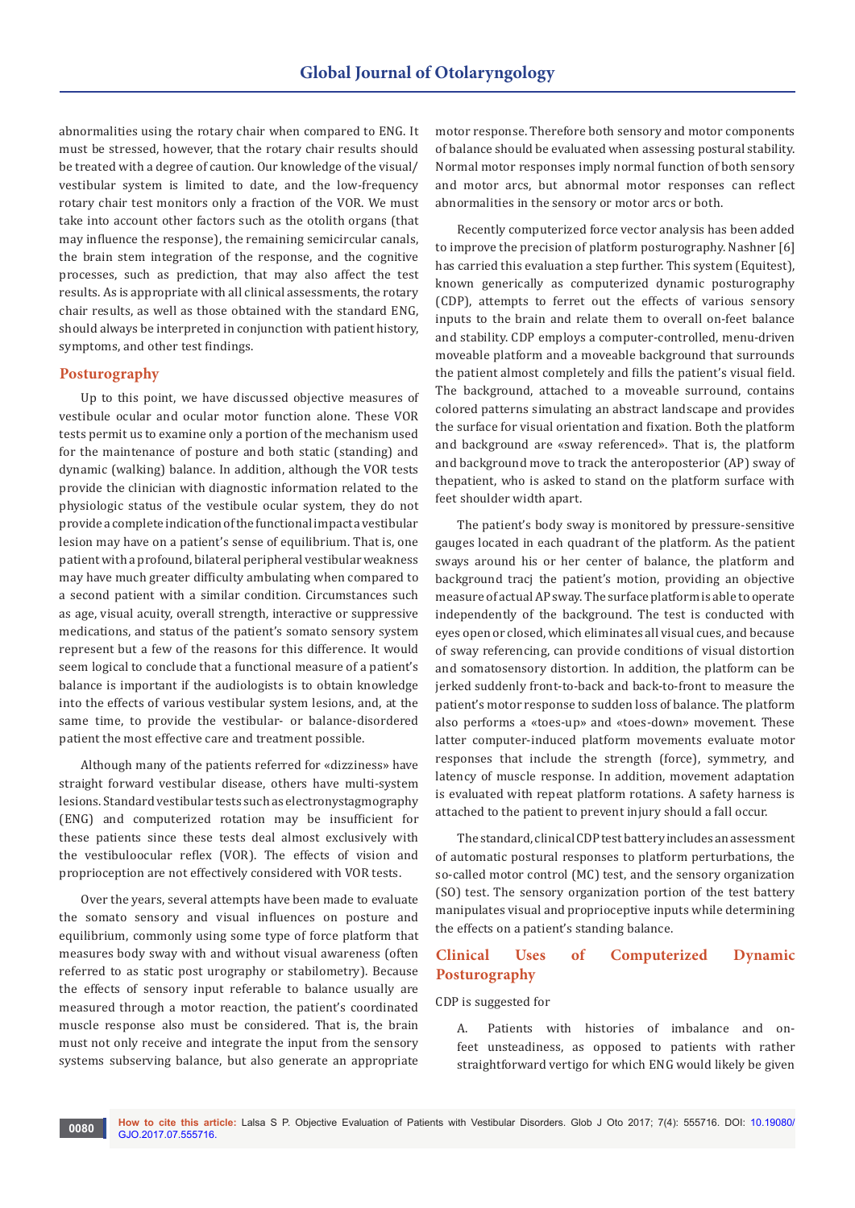abnormalities using the rotary chair when compared to ENG. It must be stressed, however, that the rotary chair results should be treated with a degree of caution. Our knowledge of the visual/vestibular system is limited to date, and the low-frequency rotary chair test monitors only a fraction of the VOR. We must take into account other factors such as the otolith organs (that may influence the response), the remaining semicircular canals, the brain stem integration of the response, and the cognitive processes, such as prediction, that may also affect the test results. As is appropriate with all clinical assessments, the rotary chair results, as well as those obtained with the standard ENG, should always be interpreted in conjunction with patient history, symptoms, and other test findings.

## Posturography

Up to this point, we have discussed objective measures of vestibule ocular and ocular motor function alone. These VOR tests permit us to examine only a portion of the mechanism used for the maintenance of posture and both static (standing) and dynamic (walking) balance. In addition, although the VOR tests provide the clinician with diagnostic information related to the physiologic status of the vestibule ocular system, they do not provide a complete indication of the functional impact a vestibular lesion may have on a patient's sense of equilibrium. That is, one patient with a profound, bilateral peripheral vestibular weakness may have much greater difficulty ambulating when compared to a second patient with a similar condition. Circumstances such as age, visual acuity, overall strength, interactive or suppressive medications, and status of the patient's somato sensory system represent but a few of the reasons for this difference. It would seem logical to conclude that a functional measure of a patient's balance is important if the audiologists is to obtain knowledge into the effects of various vestibular system lesions, and, at the same time, to provide the vestibular- or balance-disordered patient the most effective care and treatment possible.

Although many of the patients referred for «dizziness» have straight forward vestibular disease, others have multi-system lesions. Standard vestibular tests such as electronystagmography (ENG) and computerized rotation may be insufficient for these patients since these tests deal almost exclusively with the vestibuloocular reflex (VOR). The effects of vision and proprioception are not effectively considered with VOR tests.

Over the years, several attempts have been made to evaluate the somato sensory and visual influences on posture and equilibrium, commonly using some type of force platform that measures body sway with and without visual awareness (often referred to as static post urography or stabilometry). Because the effects of sensory input referable to balance usually are measured through a motor reaction, the patient's coordinated muscle response also must be considered. That is, the brain must not only receive and integrate the input from the sensory systems subserving balance, but also generate an appropriate motor response. Therefore both sensory and motor components of balance should be evaluated when assessing postural stability. Normal motor responses imply normal function of both sensory and motor arcs, but abnormal motor responses can reflect abnormalities in the sensory or motor arcs or both.

Recently computerized force vector analysis has been added to improve the precision of platform posturography. Nashner [6] has carried this evaluation a step further. This system (Equitest), known generically as computerized dynamic posturography (CDP), attempts to ferret out the effects of various sensory inputs to the brain and relate them to overall on-feet balance and stability. CDP employs a computer-controlled, menu-driven moveable platform and a moveable background that surrounds the patient almost completely and fills the patient's visual field. The background, attached to a moveable surround, contains colored patterns simulating an abstract landscape and provides the surface for visual orientation and fixation. Both the platform and background are «sway referenced». That is, the platform and background move to track the anteroposterior (AP) sway of thepatient, who is asked to stand on the platform surface with feet shoulder width apart.

The patient's body sway is monitored by pressure-sensitive gauges located in each quadrant of the platform. As the patient sways around his or her center of balance, the platform and background tracj the patient's motion, providing an objective measure of actual AP sway. The surface platform is able to operate independently of the background. The test is conducted with eyes open or closed, which eliminates all visual cues, and because of sway referencing, can provide conditions of visual distortion and somatosensory distortion. In addition, the platform can be jerked suddenly front-to-back and back-to-front to measure the patient's motor response to sudden loss of balance. The platform also performs a «toes-up» and «toes-down» movement. These latter computer-induced platform movements evaluate motor responses that include the strength (force), symmetry, and latency of muscle response. In addition, movement adaptation is evaluated with repeat platform rotations. A safety harness is attached to the patient to prevent injury should a fall occur.

The standard, clinical CDP test battery includes an assessment of automatic postural responses to platform perturbations, the so-called motor control (MC) test, and the sensory organization (SO) test. The sensory organization portion of the test battery manipulates visual and proprioceptive inputs while determining the effects on a patient's standing balance.

## Clinical Uses of Computerized Dynamic Posturography

CDP is suggested for

A. Patients with histories of imbalance and on-feet unsteadiness, as opposed to patients with rather straightforward vertigo for which ENG would likely be given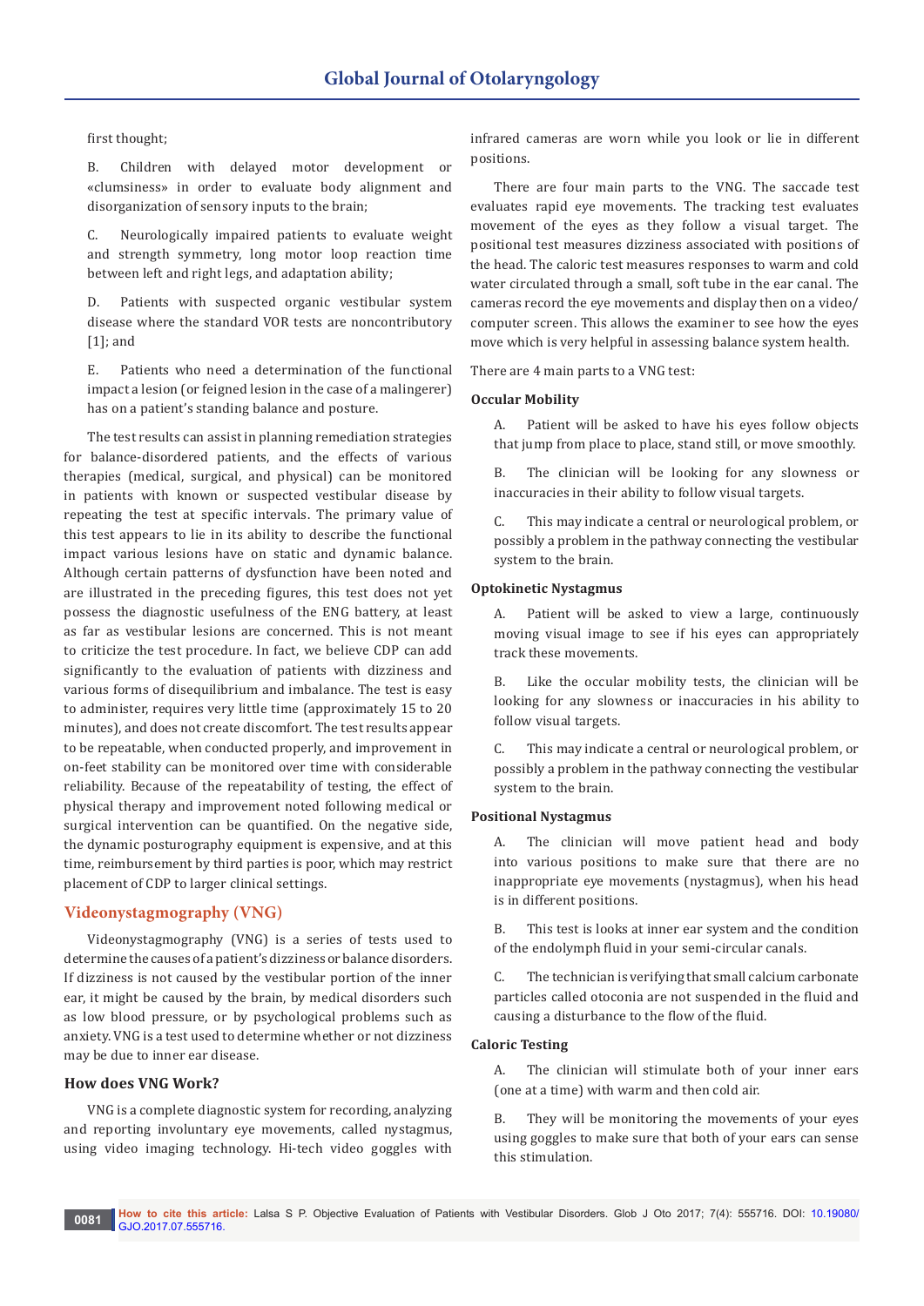first thought;

B. Children with delayed motor development or «clumsiness» in order to evaluate body alignment and disorganization of sensory inputs to the brain;

C. Neurologically impaired patients to evaluate weight and strength symmetry, long motor loop reaction time between left and right legs, and adaptation ability;

D. Patients with suspected organic vestibular system disease where the standard VOR tests are noncontributory [1]; and

E. Patients who need a determination of the functional impact a lesion (or feigned lesion in the case of a malingerer) has on a patient's standing balance and posture.

The test results can assist in planning remediation strategies for balance-disordered patients, and the effects of various therapies (medical, surgical, and physical) can be monitored in patients with known or suspected vestibular disease by repeating the test at specific intervals. The primary value of this test appears to lie in its ability to describe the functional impact various lesions have on static and dynamic balance. Although certain patterns of dysfunction have been noted and are illustrated in the preceding figures, this test does not yet possess the diagnostic usefulness of the ENG battery, at least as far as vestibular lesions are concerned. This is not meant to criticize the test procedure. In fact, we believe CDP can add significantly to the evaluation of patients with dizziness and various forms of disequilibrium and imbalance. The test is easy to administer, requires very little time (approximately 15 to 20 minutes), and does not create discomfort. The test results appear to be repeatable, when conducted properly, and improvement in on-feet stability can be monitored over time with considerable reliability. Because of the repeatability of testing, the effect of physical therapy and improvement noted following medical or surgical intervention can be quantified. On the negative side, the dynamic posturography equipment is expensive, and at this time, reimbursement by third parties is poor, which may restrict placement of CDP to larger clinical settings.

## Videonystagmography (VNG)

Videonystagmography (VNG) is a series of tests used to determine the causes of a patient's dizziness or balance disorders. If dizziness is not caused by the vestibular portion of the inner ear, it might be caused by the brain, by medical disorders such as low blood pressure, or by psychological problems such as anxiety. VNG is a test used to determine whether or not dizziness may be due to inner ear disease.

### How does VNG Work?

VNG is a complete diagnostic system for recording, analyzing and reporting involuntary eye movements, called nystagmus, using video imaging technology. Hi-tech video goggles with infrared cameras are worn while you look or lie in different positions.

There are four main parts to the VNG. The saccade test evaluates rapid eye movements. The tracking test evaluates movement of the eyes as they follow a visual target. The positional test measures dizziness associated with positions of the head. The caloric test measures responses to warm and cold water circulated through a small, soft tube in the ear canal. The cameras record the eye movements and display then on a video/computer screen. This allows the examiner to see how the eyes move which is very helpful in assessing balance system health.

There are 4 main parts to a VNG test:

**Occular Mobility**

A. Patient will be asked to have his eyes follow objects that jump from place to place, stand still, or move smoothly.

B. The clinician will be looking for any slowness or inaccuracies in their ability to follow visual targets.

C. This may indicate a central or neurological problem, or possibly a problem in the pathway connecting the vestibular system to the brain.

**Optokinetic Nystagmus**

A. Patient will be asked to view a large, continuously moving visual image to see if his eyes can appropriately track these movements.

B. Like the occular mobility tests, the clinician will be looking for any slowness or inaccuracies in his ability to follow visual targets.

C. This may indicate a central or neurological problem, or possibly a problem in the pathway connecting the vestibular system to the brain.

**Positional Nystagmus**

A. The clinician will move patient head and body into various positions to make sure that there are no inappropriate eye movements (nystagmus), when his head is in different positions.

B. This test is looks at inner ear system and the condition of the endolymph fluid in your semi-circular canals.

C. The technician is verifying that small calcium carbonate particles called otoconia are not suspended in the fluid and causing a disturbance to the flow of the fluid.

**Caloric Testing**

A. The clinician will stimulate both of your inner ears (one at a time) with warm and then cold air.

B. They will be monitoring the movements of your eyes using goggles to make sure that both of your ears can sense this stimulation.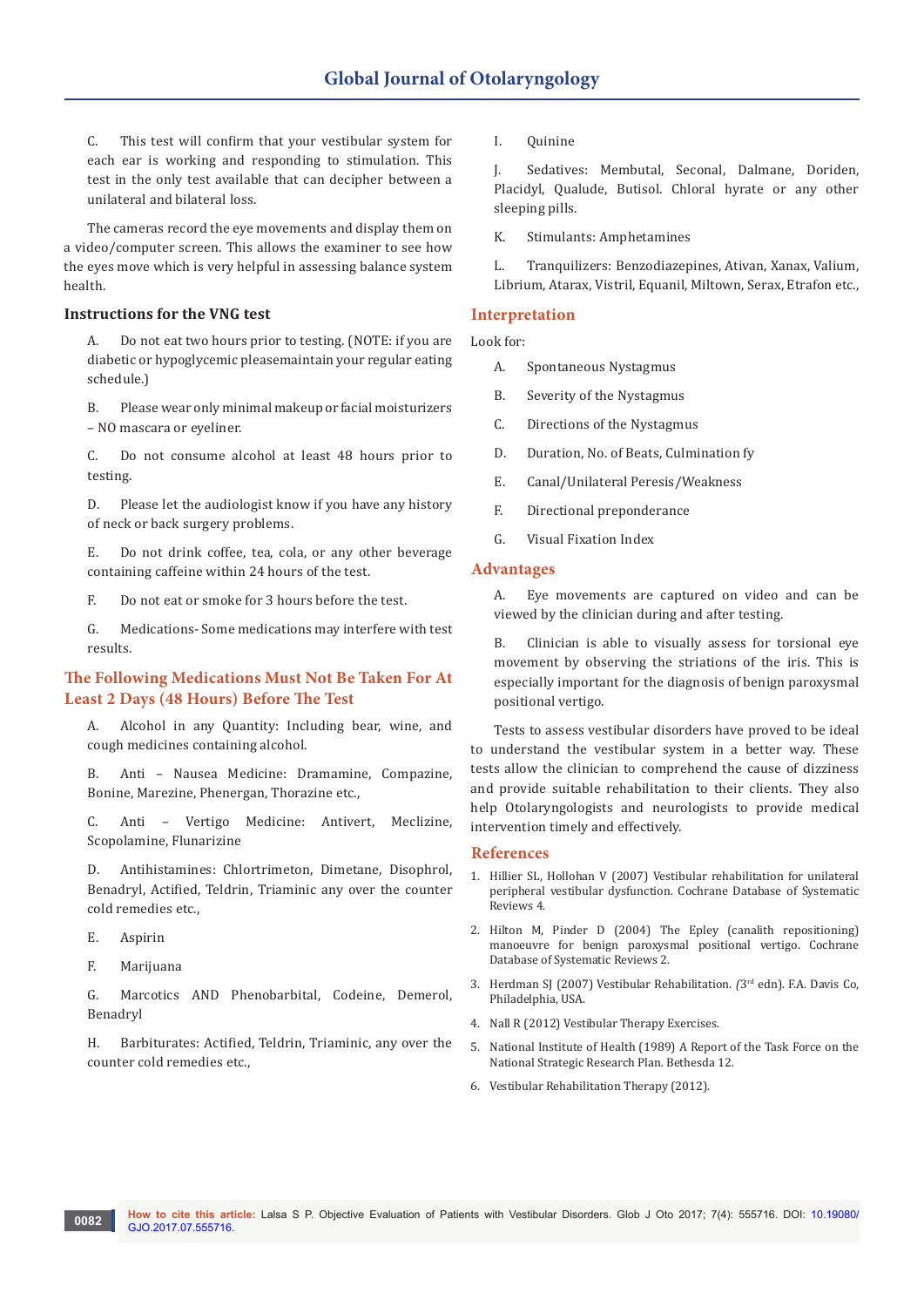C. This test will confirm that your vestibular system for each ear is working and responding to stimulation. This test in the only test available that can decipher between a unilateral and bilateral loss.

The cameras record the eye movements and display them on a video/computer screen. This allows the examiner to see how the eyes move which is very helpful in assessing balance system health.

### Instructions for the VNG test

A. Do not eat two hours prior to testing. (NOTE: if you are diabetic or hypoglycemic pleasemaintain your regular eating schedule.)

B. Please wear only minimal makeup or facial moisturizers – NO mascara or eyeliner.

C. Do not consume alcohol at least 48 hours prior to testing.

D. Please let the audiologist know if you have any history of neck or back surgery problems.

E. Do not drink coffee, tea, cola, or any other beverage containing caffeine within 24 hours of the test.

F. Do not eat or smoke for 3 hours before the test.

G. Medications- Some medications may interfere with test results.

## The Following Medications Must Not Be Taken For At Least 2 Days (48 Hours) Before The Test

A. Alcohol in any Quantity: Including bear, wine, and cough medicines containing alcohol.

B. Anti – Nausea Medicine: Dramamine, Compazine, Bonine, Marezine, Phenergan, Thorazine etc.,

C. Anti – Vertigo Medicine: Antivert, Meclizine, Scopolamine, Flunarizine

D. Antihistamines: Chlortrimeton, Dimetane, Disophrol, Benadryl, Actified, Teldrin, Triaminic any over the counter cold remedies etc.,

E. Aspirin

F. Marijuana

G. Marcotics AND Phenobarbital, Codeine, Demerol, Benadryl

H. Barbiturates: Actified, Teldrin, Triaminic, any over the counter cold remedies etc.,

I. Quinine

J. Sedatives: Membutal, Seconal, Dalmane, Doriden, Placidyl, Qualude, Butisol. Chloral hyrate or any other sleeping pills.

K. Stimulants: Amphetamines

L. Tranquilizers: Benzodiazepines, Ativan, Xanax, Valium, Librium, Atarax, Vistril, Equanil, Miltown, Serax, Etrafon etc.,

## Interpretation

Look for:

A. Spontaneous Nystagmus

B. Severity of the Nystagmus

C. Directions of the Nystagmus

D. Duration, No. of Beats, Culmination fy

E. Canal/Unilateral Peresis/Weakness

F. Directional preponderance

G. Visual Fixation Index

## Advantages

A. Eye movements are captured on video and can be viewed by the clinician during and after testing.

B. Clinician is able to visually assess for torsional eye movement by observing the striations of the iris. This is especially important for the diagnosis of benign paroxysmal positional vertigo.

Tests to assess vestibular disorders have proved to be ideal to understand the vestibular system in a better way. These tests allow the clinician to comprehend the cause of dizziness and provide suitable rehabilitation to their clients. They also help Otolaryngologists and neurologists to provide medical intervention timely and effectively.

## References

1. Hillier SL, Hollohan V (2007) Vestibular rehabilitation for unilateral peripheral vestibular dysfunction. Cochrane Database of Systematic Reviews 4.
2. Hilton M, Pinder D (2004) The Epley (canalith repositioning) manoeuvre for benign paroxysmal positional vertigo. Cochrane Database of Systematic Reviews 2.
3. Herdman SJ (2007) Vestibular Rehabilitation. (3rd edn). F.A. Davis Co, Philadelphia, USA.
4. Nall R (2012) Vestibular Therapy Exercises.
5. National Institute of Health (1989) A Report of the Task Force on the National Strategic Research Plan. Bethesda 12.
6. Vestibular Rehabilitation Therapy (2012).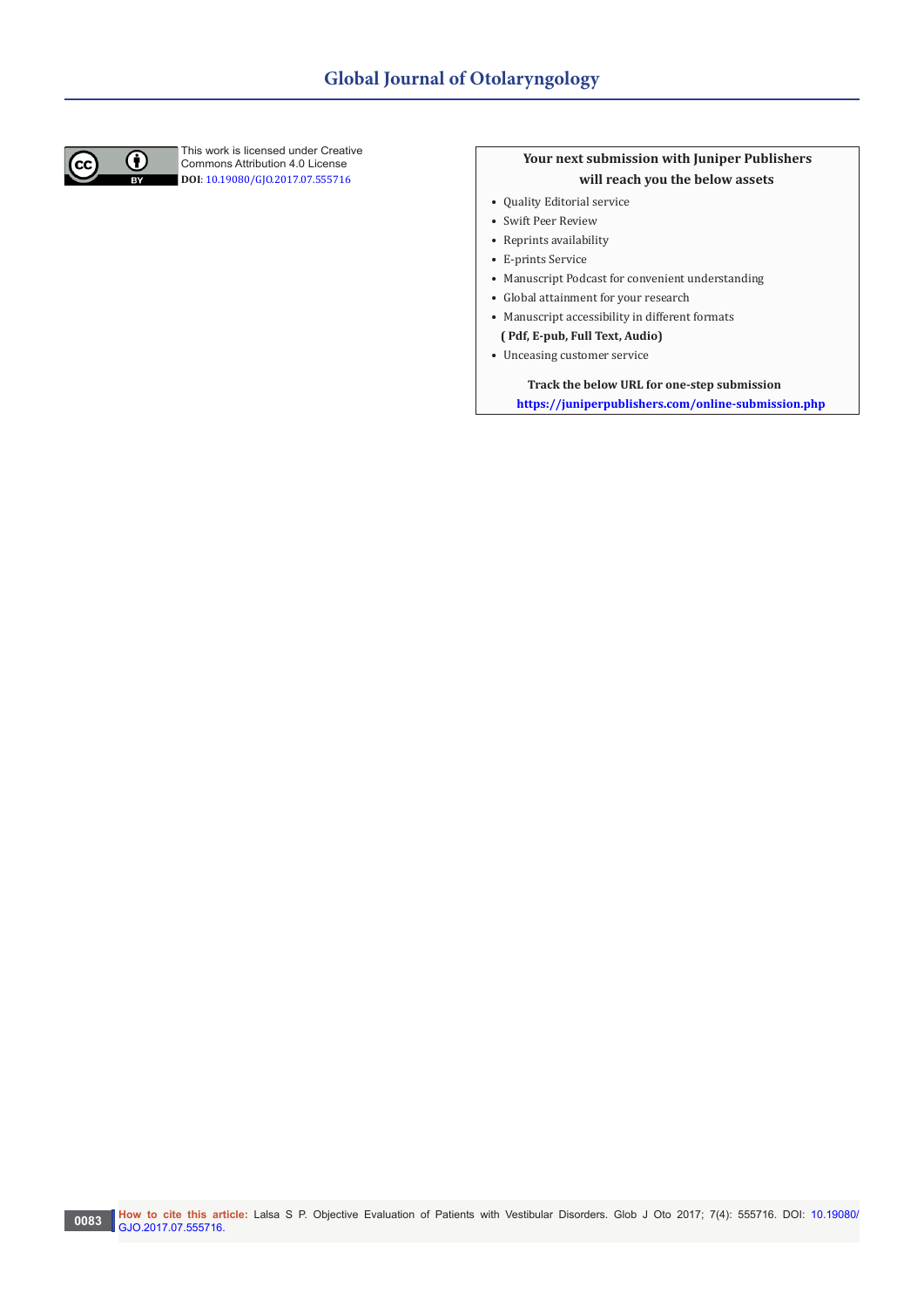This work is licensed under Creative Commons Attribution 4.0 License
**DOI**: 10.19080/GJO.2017.07.555716

**Your next submission with Juniper Publishers will reach you the below assets**

- Quality Editorial service
- Swift Peer Review
- Reprints availability
- E-prints Service
- Manuscript Podcast for convenient understanding
- Global attainment for your research
- Manuscript accessibility in different formats
  **( Pdf, E-pub, Full Text, Audio)**
- Unceasing customer service

**Track the below URL for one-step submission**
**https://juniperpublishers.com/online-submission.php**

**How to cite this article:** Lalsa S P. Objective Evaluation of Patients with Vestibular Disorders. Glob J Oto 2017; 7(4): 555716. DOI: 10.19080/GJO.2017.07.555716.